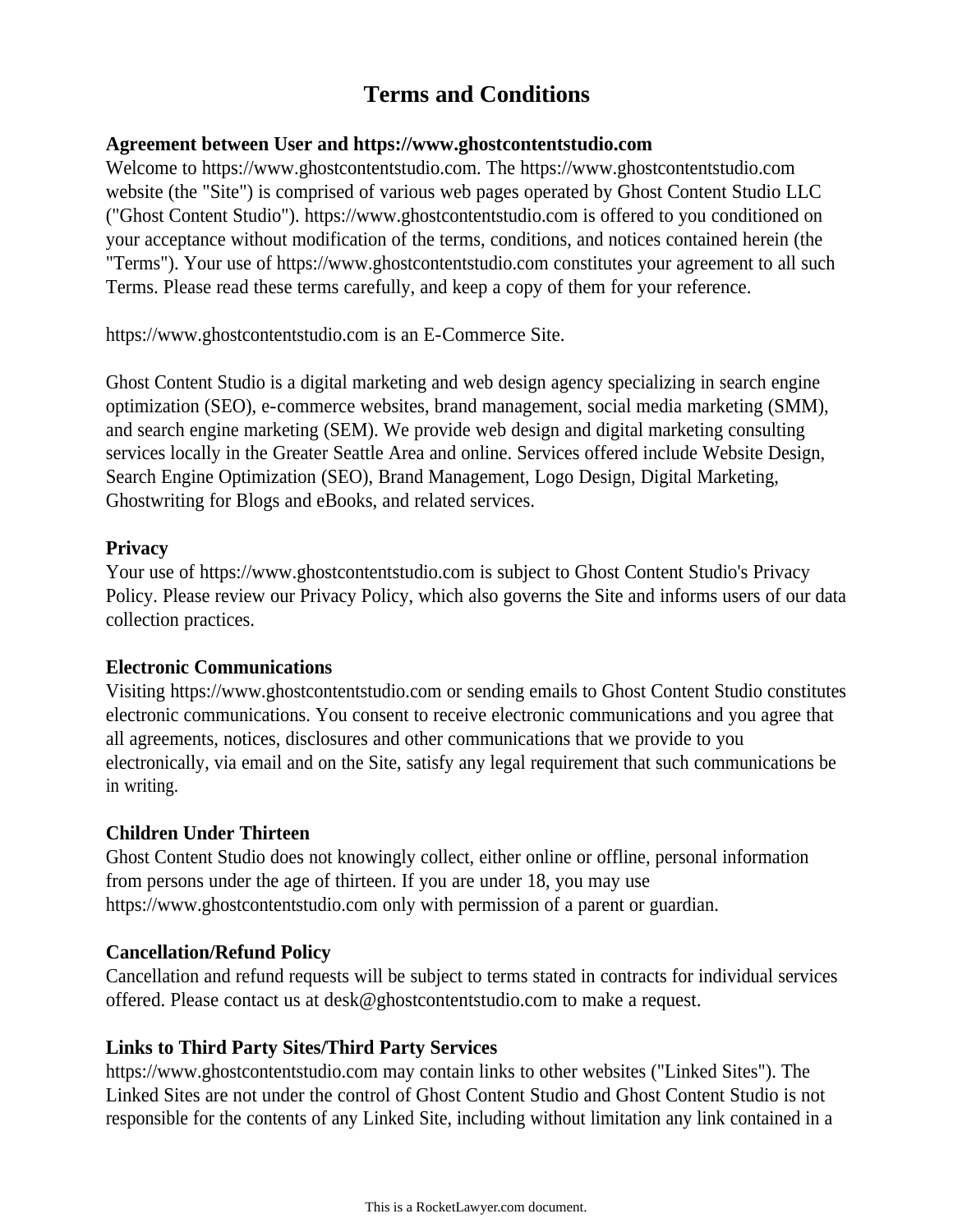# Terms and Conditions

**Agreement between User and https://www.ghostcontentstudio.com**

Welcome to https://www.ghostcontentstudio.com. The https://www.ghostcontentstudio.com website (the "Site") is comprised of various web pages operated by Ghost Content Studio LLC ("Ghost Content Studio"). https://www.ghostcontentstudio.com is offered to you conditioned on your acceptance without modification of the terms, conditions, and notices contained herein (the "Terms"). Your use of https://www.ghostcontentstudio.com constitutes your agreement to all such Terms. Please read these terms carefully, and keep a copy of them for your reference.

https://www.ghostcontentstudio.com is an E-Commerce Site.

Ghost Content Studio is a digital marketing and web design agency specializing in search engine optimization (SEO), e-commerce websites, brand management, social media marketing (SMM), and search engine marketing (SEM). We provide web design and digital marketing consulting services locally in the Greater Seattle Area and online. Services offered include Website Design, Search Engine Optimization (SEO), Brand Management, Logo Design, Digital Marketing, Ghostwriting for Blogs and eBooks, and related services.

**Privacy**

Your use of https://www.ghostcontentstudio.com is subject to Ghost Content Studio's Privacy Policy. Please review our Privacy Policy, which also governs the Site and informs users of our data collection practices.

**Electronic Communications**

Visiting https://www.ghostcontentstudio.com or sending emails to Ghost Content Studio constitutes electronic communications. You consent to receive electronic communications and you agree that all agreements, notices, disclosures and other communications that we provide to you electronically, via email and on the Site, satisfy any legal requirement that such communications be in writing.

**Children Under Thirteen**

Ghost Content Studio does not knowingly collect, either online or offline, personal information from persons under the age of thirteen. If you are under 18, you may use https://www.ghostcontentstudio.com only with permission of a parent or guardian.

**Cancellation/Refund Policy**

Cancellation and refund requests will be subject to terms stated in contracts for individual services offered. Please contact us at desk@ghostcontentstudio.com to make a request.

**Links to Third Party Sites/Third Party Services**

https://www.ghostcontentstudio.com may contain links to other websites ("Linked Sites"). The Linked Sites are not under the control of Ghost Content Studio and Ghost Content Studio is not responsible for the contents of any Linked Site, including without limitation any link contained in a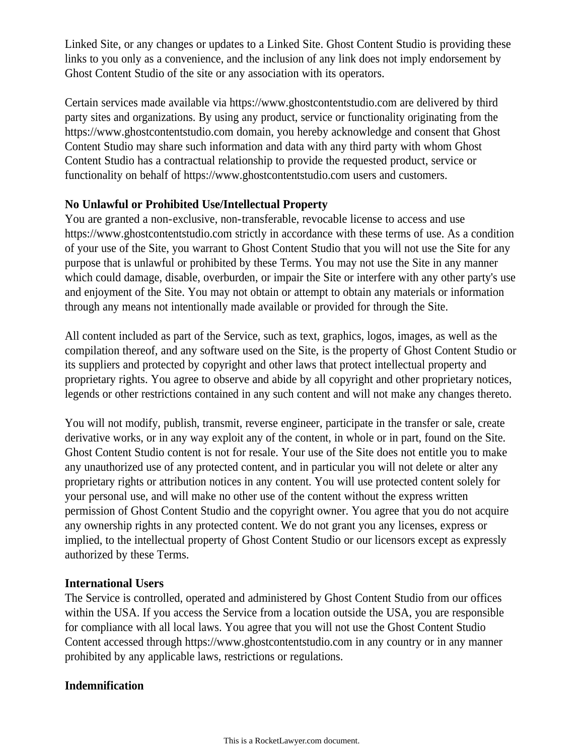Linked Site, or any changes or updates to a Linked Site. Ghost Content Studio is providing these links to you only as a convenience, and the inclusion of any link does not imply endorsement by Ghost Content Studio of the site or any association with its operators.

Certain services made available via https://www.ghostcontentstudio.com are delivered by third party sites and organizations. By using any product, service or functionality originating from the https://www.ghostcontentstudio.com domain, you hereby acknowledge and consent that Ghost Content Studio may share such information and data with any third party with whom Ghost Content Studio has a contractual relationship to provide the requested product, service or functionality on behalf of https://www.ghostcontentstudio.com users and customers.

**No Unlawful or Prohibited Use/Intellectual Property**

You are granted a non-exclusive, non-transferable, revocable license to access and use https://www.ghostcontentstudio.com strictly in accordance with these terms of use. As a condition of your use of the Site, you warrant to Ghost Content Studio that you will not use the Site for any purpose that is unlawful or prohibited by these Terms. You may not use the Site in any manner which could damage, disable, overburden, or impair the Site or interfere with any other party's use and enjoyment of the Site. You may not obtain or attempt to obtain any materials or information through any means not intentionally made available or provided for through the Site.

All content included as part of the Service, such as text, graphics, logos, images, as well as the compilation thereof, and any software used on the Site, is the property of Ghost Content Studio or its suppliers and protected by copyright and other laws that protect intellectual property and proprietary rights. You agree to observe and abide by all copyright and other proprietary notices, legends or other restrictions contained in any such content and will not make any changes thereto.

You will not modify, publish, transmit, reverse engineer, participate in the transfer or sale, create derivative works, or in any way exploit any of the content, in whole or in part, found on the Site. Ghost Content Studio content is not for resale. Your use of the Site does not entitle you to make any unauthorized use of any protected content, and in particular you will not delete or alter any proprietary rights or attribution notices in any content. You will use protected content solely for your personal use, and will make no other use of the content without the express written permission of Ghost Content Studio and the copyright owner. You agree that you do not acquire any ownership rights in any protected content. We do not grant you any licenses, express or implied, to the intellectual property of Ghost Content Studio or our licensors except as expressly authorized by these Terms.

**International Users**

The Service is controlled, operated and administered by Ghost Content Studio from our offices within the USA. If you access the Service from a location outside the USA, you are responsible for compliance with all local laws. You agree that you will not use the Ghost Content Studio Content accessed through https://www.ghostcontentstudio.com in any country or in any manner prohibited by any applicable laws, restrictions or regulations.

**Indemnification**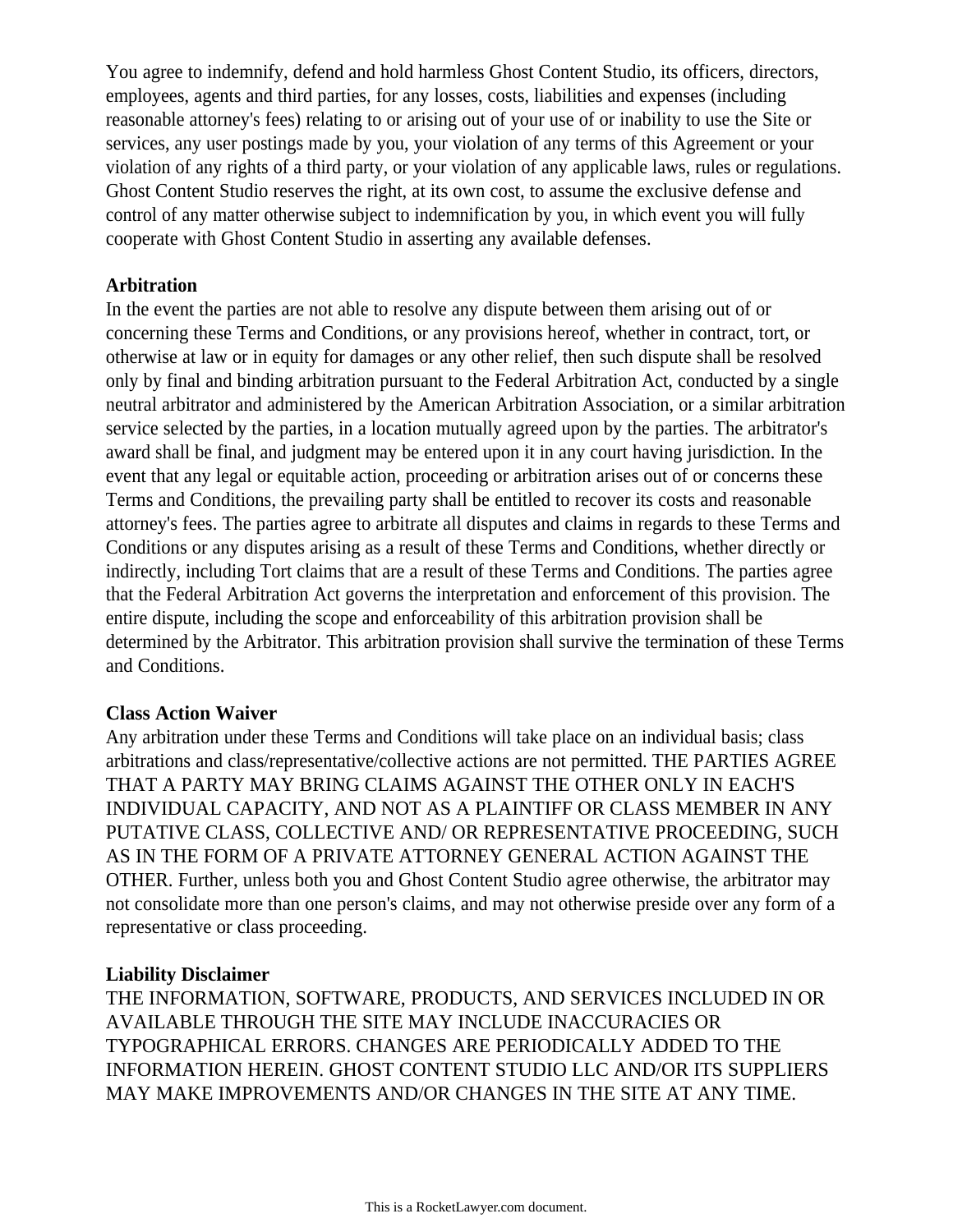You agree to indemnify, defend and hold harmless Ghost Content Studio, its officers, directors, employees, agents and third parties, for any losses, costs, liabilities and expenses (including reasonable attorney's fees) relating to or arising out of your use of or inability to use the Site or services, any user postings made by you, your violation of any terms of this Agreement or your violation of any rights of a third party, or your violation of any applicable laws, rules or regulations. Ghost Content Studio reserves the right, at its own cost, to assume the exclusive defense and control of any matter otherwise subject to indemnification by you, in which event you will fully cooperate with Ghost Content Studio in asserting any available defenses.

**Arbitration**

In the event the parties are not able to resolve any dispute between them arising out of or concerning these Terms and Conditions, or any provisions hereof, whether in contract, tort, or otherwise at law or in equity for damages or any other relief, then such dispute shall be resolved only by final and binding arbitration pursuant to the Federal Arbitration Act, conducted by a single neutral arbitrator and administered by the American Arbitration Association, or a similar arbitration service selected by the parties, in a location mutually agreed upon by the parties. The arbitrator's award shall be final, and judgment may be entered upon it in any court having jurisdiction. In the event that any legal or equitable action, proceeding or arbitration arises out of or concerns these Terms and Conditions, the prevailing party shall be entitled to recover its costs and reasonable attorney's fees. The parties agree to arbitrate all disputes and claims in regards to these Terms and Conditions or any disputes arising as a result of these Terms and Conditions, whether directly or indirectly, including Tort claims that are a result of these Terms and Conditions. The parties agree that the Federal Arbitration Act governs the interpretation and enforcement of this provision. The entire dispute, including the scope and enforceability of this arbitration provision shall be determined by the Arbitrator. This arbitration provision shall survive the termination of these Terms and Conditions.

**Class Action Waiver**

Any arbitration under these Terms and Conditions will take place on an individual basis; class arbitrations and class/representative/collective actions are not permitted. THE PARTIES AGREE THAT A PARTY MAY BRING CLAIMS AGAINST THE OTHER ONLY IN EACH'S INDIVIDUAL CAPACITY, AND NOT AS A PLAINTIFF OR CLASS MEMBER IN ANY PUTATIVE CLASS, COLLECTIVE AND/ OR REPRESENTATIVE PROCEEDING, SUCH AS IN THE FORM OF A PRIVATE ATTORNEY GENERAL ACTION AGAINST THE OTHER. Further, unless both you and Ghost Content Studio agree otherwise, the arbitrator may not consolidate more than one person's claims, and may not otherwise preside over any form of a representative or class proceeding.

**Liability Disclaimer**

THE INFORMATION, SOFTWARE, PRODUCTS, AND SERVICES INCLUDED IN OR AVAILABLE THROUGH THE SITE MAY INCLUDE INACCURACIES OR TYPOGRAPHICAL ERRORS. CHANGES ARE PERIODICALLY ADDED TO THE INFORMATION HEREIN. GHOST CONTENT STUDIO LLC AND/OR ITS SUPPLIERS MAY MAKE IMPROVEMENTS AND/OR CHANGES IN THE SITE AT ANY TIME.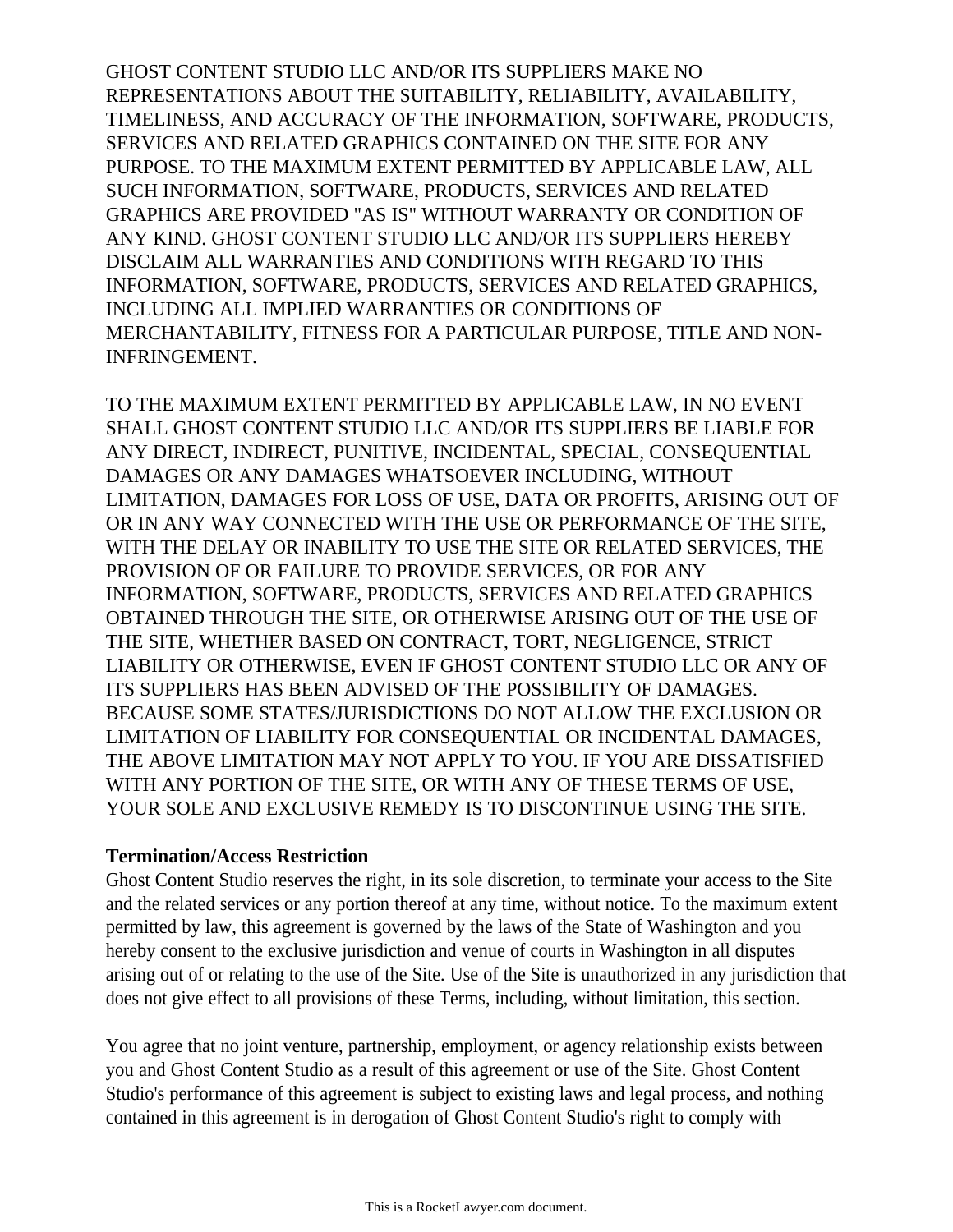GHOST CONTENT STUDIO LLC AND/OR ITS SUPPLIERS MAKE NO REPRESENTATIONS ABOUT THE SUITABILITY, RELIABILITY, AVAILABILITY, TIMELINESS, AND ACCURACY OF THE INFORMATION, SOFTWARE, PRODUCTS, SERVICES AND RELATED GRAPHICS CONTAINED ON THE SITE FOR ANY PURPOSE. TO THE MAXIMUM EXTENT PERMITTED BY APPLICABLE LAW, ALL SUCH INFORMATION, SOFTWARE, PRODUCTS, SERVICES AND RELATED GRAPHICS ARE PROVIDED "AS IS" WITHOUT WARRANTY OR CONDITION OF ANY KIND. GHOST CONTENT STUDIO LLC AND/OR ITS SUPPLIERS HEREBY DISCLAIM ALL WARRANTIES AND CONDITIONS WITH REGARD TO THIS INFORMATION, SOFTWARE, PRODUCTS, SERVICES AND RELATED GRAPHICS, INCLUDING ALL IMPLIED WARRANTIES OR CONDITIONS OF MERCHANTABILITY, FITNESS FOR A PARTICULAR PURPOSE, TITLE AND NON-INFRINGEMENT.

TO THE MAXIMUM EXTENT PERMITTED BY APPLICABLE LAW, IN NO EVENT SHALL GHOST CONTENT STUDIO LLC AND/OR ITS SUPPLIERS BE LIABLE FOR ANY DIRECT, INDIRECT, PUNITIVE, INCIDENTAL, SPECIAL, CONSEQUENTIAL DAMAGES OR ANY DAMAGES WHATSOEVER INCLUDING, WITHOUT LIMITATION, DAMAGES FOR LOSS OF USE, DATA OR PROFITS, ARISING OUT OF OR IN ANY WAY CONNECTED WITH THE USE OR PERFORMANCE OF THE SITE, WITH THE DELAY OR INABILITY TO USE THE SITE OR RELATED SERVICES, THE PROVISION OF OR FAILURE TO PROVIDE SERVICES, OR FOR ANY INFORMATION, SOFTWARE, PRODUCTS, SERVICES AND RELATED GRAPHICS OBTAINED THROUGH THE SITE, OR OTHERWISE ARISING OUT OF THE USE OF THE SITE, WHETHER BASED ON CONTRACT, TORT, NEGLIGENCE, STRICT LIABILITY OR OTHERWISE, EVEN IF GHOST CONTENT STUDIO LLC OR ANY OF ITS SUPPLIERS HAS BEEN ADVISED OF THE POSSIBILITY OF DAMAGES. BECAUSE SOME STATES/JURISDICTIONS DO NOT ALLOW THE EXCLUSION OR LIMITATION OF LIABILITY FOR CONSEQUENTIAL OR INCIDENTAL DAMAGES, THE ABOVE LIMITATION MAY NOT APPLY TO YOU. IF YOU ARE DISSATISFIED WITH ANY PORTION OF THE SITE, OR WITH ANY OF THESE TERMS OF USE, YOUR SOLE AND EXCLUSIVE REMEDY IS TO DISCONTINUE USING THE SITE.

**Termination/Access Restriction**
Ghost Content Studio reserves the right, in its sole discretion, to terminate your access to the Site and the related services or any portion thereof at any time, without notice. To the maximum extent permitted by law, this agreement is governed by the laws of the State of Washington and you hereby consent to the exclusive jurisdiction and venue of courts in Washington in all disputes arising out of or relating to the use of the Site. Use of the Site is unauthorized in any jurisdiction that does not give effect to all provisions of these Terms, including, without limitation, this section.

You agree that no joint venture, partnership, employment, or agency relationship exists between you and Ghost Content Studio as a result of this agreement or use of the Site. Ghost Content Studio's performance of this agreement is subject to existing laws and legal process, and nothing contained in this agreement is in derogation of Ghost Content Studio's right to comply with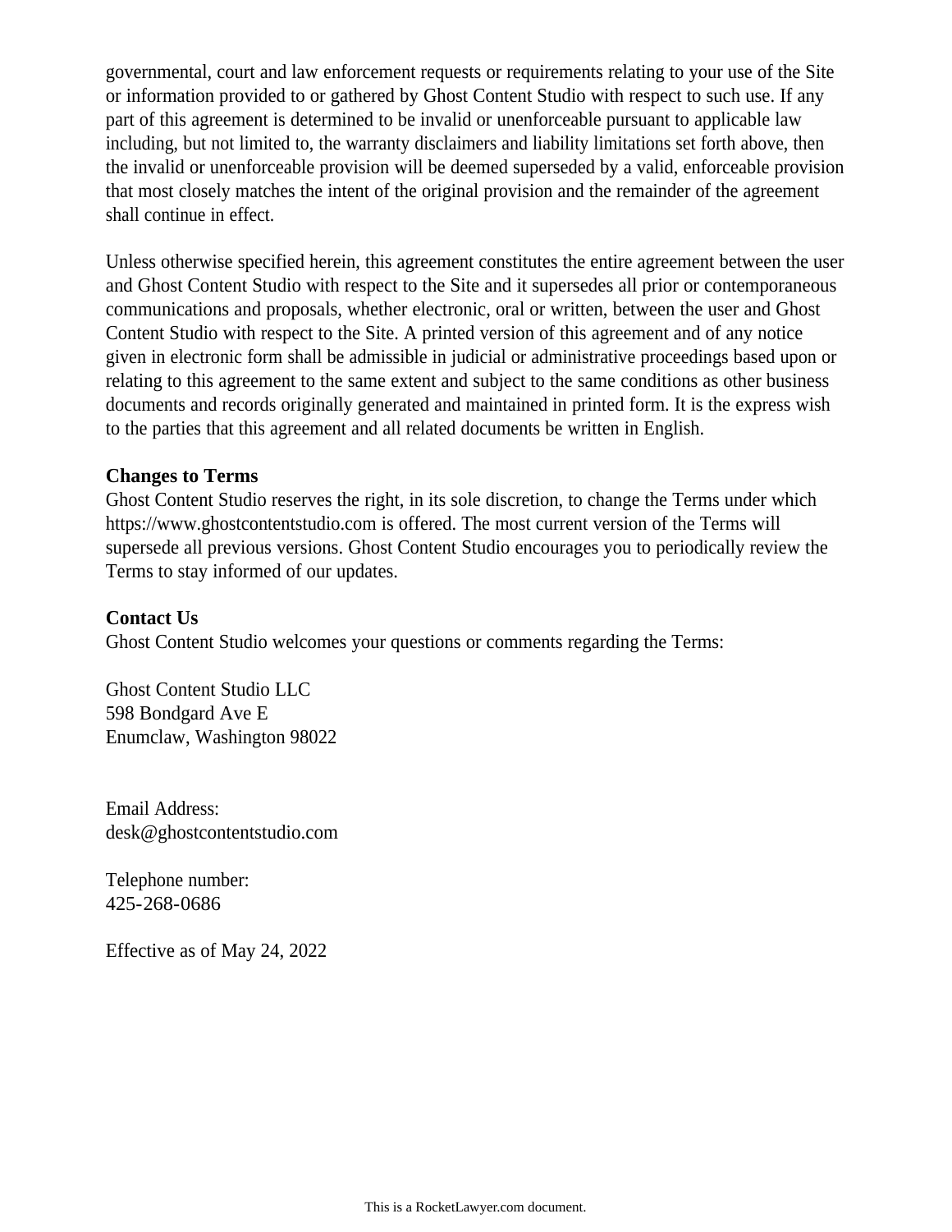governmental, court and law enforcement requests or requirements relating to your use of the Site or information provided to or gathered by Ghost Content Studio with respect to such use. If any part of this agreement is determined to be invalid or unenforceable pursuant to applicable law including, but not limited to, the warranty disclaimers and liability limitations set forth above, then the invalid or unenforceable provision will be deemed superseded by a valid, enforceable provision that most closely matches the intent of the original provision and the remainder of the agreement shall continue in effect.

Unless otherwise specified herein, this agreement constitutes the entire agreement between the user and Ghost Content Studio with respect to the Site and it supersedes all prior or contemporaneous communications and proposals, whether electronic, oral or written, between the user and Ghost Content Studio with respect to the Site. A printed version of this agreement and of any notice given in electronic form shall be admissible in judicial or administrative proceedings based upon or relating to this agreement to the same extent and subject to the same conditions as other business documents and records originally generated and maintained in printed form. It is the express wish to the parties that this agreement and all related documents be written in English.

**Changes to Terms**

Ghost Content Studio reserves the right, in its sole discretion, to change the Terms under which https://www.ghostcontentstudio.com is offered. The most current version of the Terms will supersede all previous versions. Ghost Content Studio encourages you to periodically review the Terms to stay informed of our updates.

**Contact Us**

Ghost Content Studio welcomes your questions or comments regarding the Terms:

Ghost Content Studio LLC
598 Bondgard Ave E
Enumclaw, Washington 98022

Email Address:
desk@ghostcontentstudio.com

Telephone number:
425-268-0686

Effective as of May 24, 2022

This is a RocketLawyer.com document.